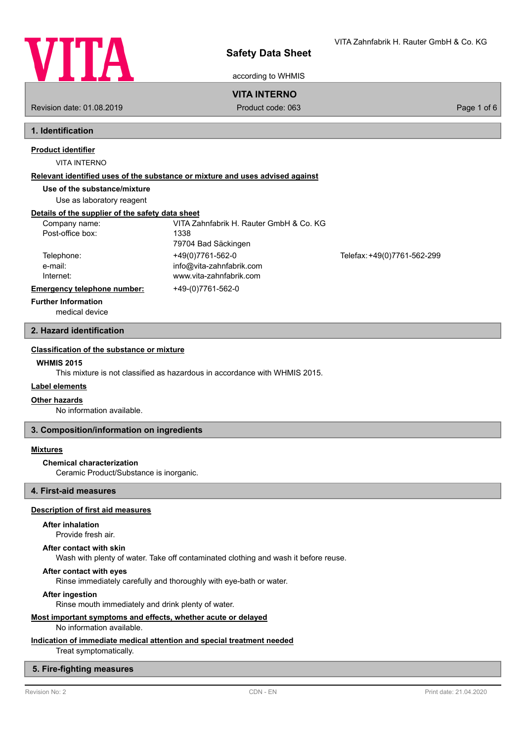VITA Zahnfabrik H. Rauter GmbH & Co. KG

# Safety Data Sheet

according to WHMIS

**VITA INTERNO**

Revision date: 01.08.2019 | Product code: 063

## 1. Identification

**Product identifier**

VITA INTERNO

**Relevant identified uses of the substance or mixture and uses advised against**

**Use of the substance/mixture**

Use as laboratory reagent

**Details of the supplier of the safety data sheet**

| | | |
|---|---|---|
| Company name: | VITA Zahnfabrik H. Rauter GmbH & Co. KG | |
| Post-office box: | 1338 | |
| | 79704 Bad Säckingen | |
| Telephone: | +49(0)7761-562-0 | Telefax: +49(0)7761-562-299 |
| e-mail: | info@vita-zahnfabrik.com | |
| Internet: | www.vita-zahnfabrik.com | |

**Emergency telephone number:** +49-(0)7761-562-0

**Further Information**

medical device

## 2. Hazard identification

**Classification of the substance or mixture**

**WHMIS 2015**

This mixture is not classified as hazardous in accordance with WHMIS 2015.

**Label elements**

**Other hazards**

No information available.

## 3. Composition/information on ingredients

**Mixtures**

**Chemical characterization**

Ceramic Product/Substance is inorganic.

## 4. First-aid measures

**Description of first aid measures**

**After inhalation**

Provide fresh air.

**After contact with skin**

Wash with plenty of water. Take off contaminated clothing and wash it before reuse.

**After contact with eyes**

Rinse immediately carefully and thoroughly with eye-bath or water.

**After ingestion**

Rinse mouth immediately and drink plenty of water.

**Most important symptoms and effects, whether acute or delayed**

No information available.

**Indication of immediate medical attention and special treatment needed**

Treat symptomatically.

## 5. Fire-fighting measures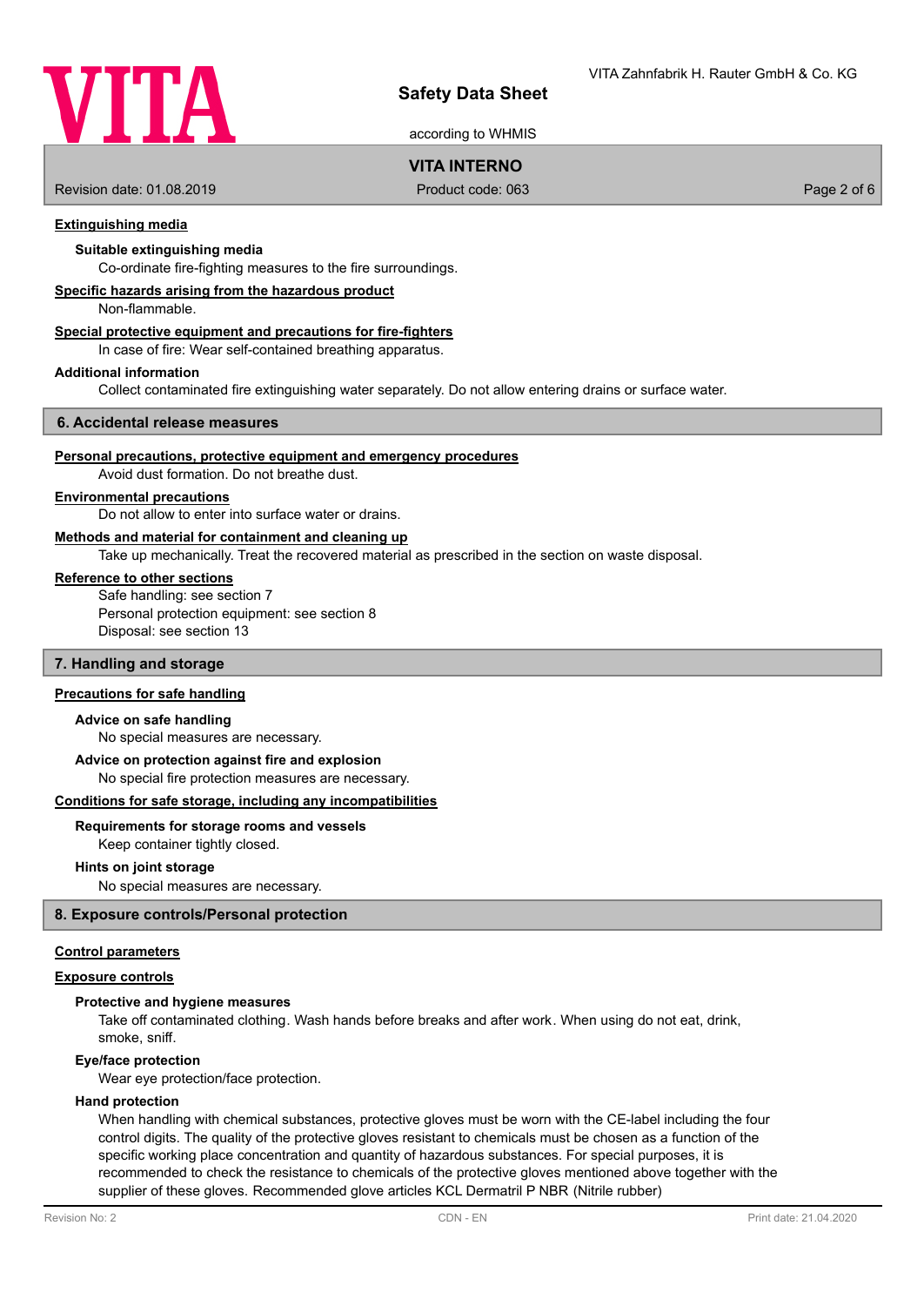**Extinguishing media**

**Suitable extinguishing media**

Co-ordinate fire-fighting measures to the fire surroundings.

**Specific hazards arising from the hazardous product**

Non-flammable.

**Special protective equipment and precautions for fire-fighters**

In case of fire: Wear self-contained breathing apparatus.

**Additional information**

Collect contaminated fire extinguishing water separately. Do not allow entering drains or surface water.

## 6. Accidental release measures

**Personal precautions, protective equipment and emergency procedures**

Avoid dust formation. Do not breathe dust.

**Environmental precautions**

Do not allow to enter into surface water or drains.

**Methods and material for containment and cleaning up**

Take up mechanically. Treat the recovered material as prescribed in the section on waste disposal.

**Reference to other sections**

Safe handling: see section 7
Personal protection equipment: see section 8
Disposal: see section 13

## 7. Handling and storage

**Precautions for safe handling**

**Advice on safe handling**

No special measures are necessary.

**Advice on protection against fire and explosion**

No special fire protection measures are necessary.

**Conditions for safe storage, including any incompatibilities**

**Requirements for storage rooms and vessels**

Keep container tightly closed.

**Hints on joint storage**

No special measures are necessary.

## 8. Exposure controls/Personal protection

**Control parameters**

**Exposure controls**

**Protective and hygiene measures**

Take off contaminated clothing. Wash hands before breaks and after work. When using do not eat, drink, smoke, sniff.

**Eye/face protection**

Wear eye protection/face protection.

**Hand protection**

When handling with chemical substances, protective gloves must be worn with the CE-label including the four control digits. The quality of the protective gloves resistant to chemicals must be chosen as a function of the specific working place concentration and quantity of hazardous substances. For special purposes, it is recommended to check the resistance to chemicals of the protective gloves mentioned above together with the supplier of these gloves. Recommended glove articles KCL Dermatril P NBR (Nitrile rubber)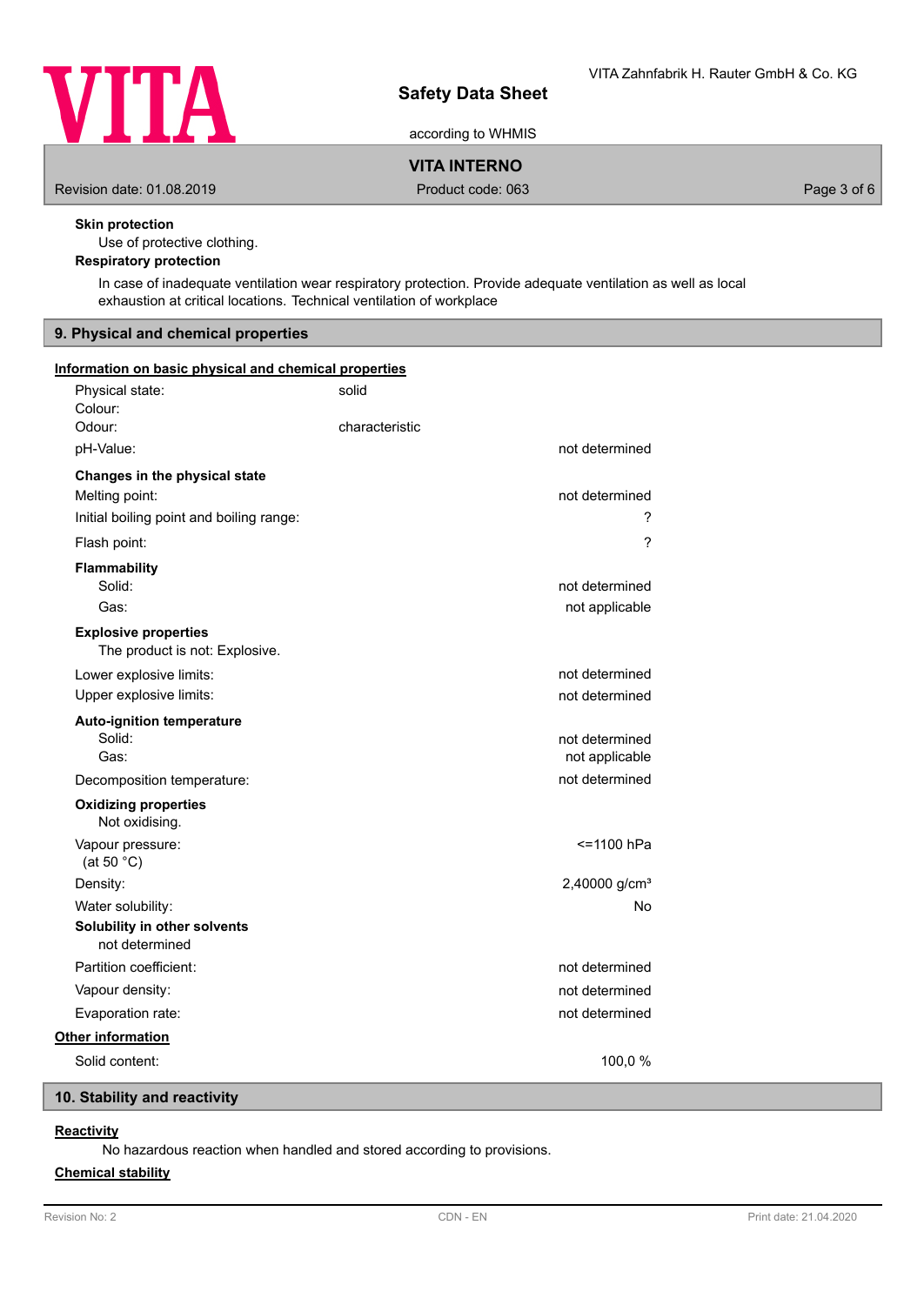**Skin protection**

Use of protective clothing.

**Respiratory protection**

In case of inadequate ventilation wear respiratory protection. Provide adequate ventilation as well as local exhaustion at critical locations. Technical ventilation of workplace

## 9. Physical and chemical properties

**Information on basic physical and chemical properties**

| Property | | Value |
|---|---|---|
| Physical state: | solid | |
| Colour: | | |
| Odour: | characteristic | |
| pH-Value: | | not determined |
| **Changes in the physical state** | | |
| Melting point: | | not determined |
| Initial boiling point and boiling range: | | ? |
| Flash point: | | ? |
| **Flammability** | | |
| Solid: | | not determined |
| Gas: | | not applicable |
| **Explosive properties** | | |
| The product is not: Explosive. | | |
| Lower explosive limits: | | not determined |
| Upper explosive limits: | | not determined |
| **Auto-ignition temperature** | | |
| Solid: | | not determined |
| Gas: | | not applicable |
| Decomposition temperature: | | not determined |
| **Oxidizing properties** | | |
| Not oxidising. | | |
| Vapour pressure: (at 50 °C) | | <=1100 hPa |
| Density: | | 2,40000 g/cm³ |
| Water solubility: | | No |
| **Solubility in other solvents** | | |
| not determined | | |
| Partition coefficient: | | not determined |
| Vapour density: | | not determined |
| Evaporation rate: | | not determined |

**Other information**

| Property | Value |
|---|---|
| Solid content: | 100,0 % |

## 10. Stability and reactivity

**Reactivity**

No hazardous reaction when handled and stored according to provisions.

**Chemical stability**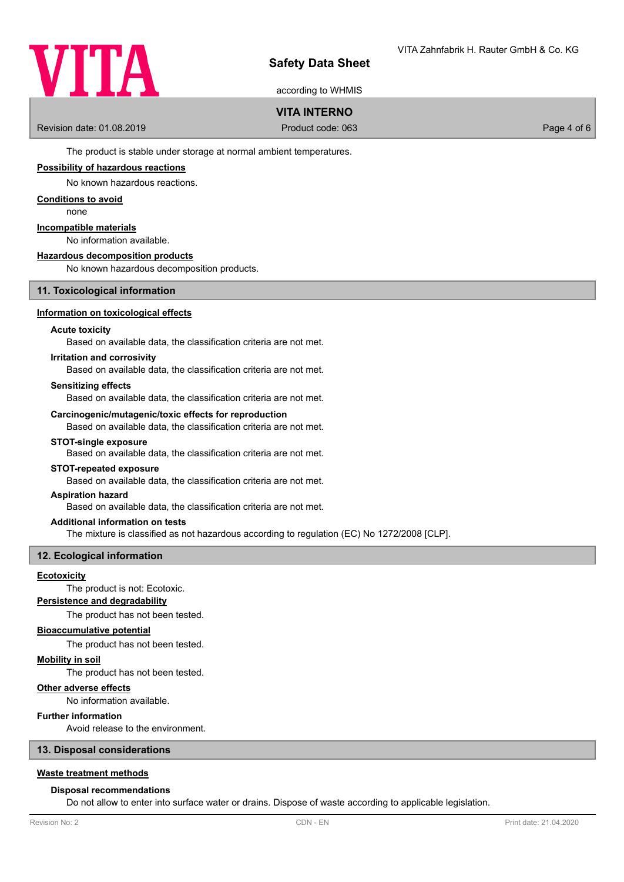The product is stable under storage at normal ambient temperatures.

**Possibility of hazardous reactions**

No known hazardous reactions.

**Conditions to avoid**

none

**Incompatible materials**

No information available.

**Hazardous decomposition products**

No known hazardous decomposition products.

## 11. Toxicological information

**Information on toxicological effects**

**Acute toxicity**

Based on available data, the classification criteria are not met.

**Irritation and corrosivity**

Based on available data, the classification criteria are not met.

**Sensitizing effects**

Based on available data, the classification criteria are not met.

**Carcinogenic/mutagenic/toxic effects for reproduction**

Based on available data, the classification criteria are not met.

**STOT-single exposure**

Based on available data, the classification criteria are not met.

**STOT-repeated exposure**

Based on available data, the classification criteria are not met.

**Aspiration hazard**

Based on available data, the classification criteria are not met.

**Additional information on tests**

The mixture is classified as not hazardous according to regulation (EC) No 1272/2008 [CLP].

## 12. Ecological information

**Ecotoxicity**

The product is not: Ecotoxic.

**Persistence and degradability**

The product has not been tested.

**Bioaccumulative potential**

The product has not been tested.

**Mobility in soil**

The product has not been tested.

**Other adverse effects**

No information available.

**Further information**

Avoid release to the environment.

## 13. Disposal considerations

**Waste treatment methods**

**Disposal recommendations**

Do not allow to enter into surface water or drains. Dispose of waste according to applicable legislation.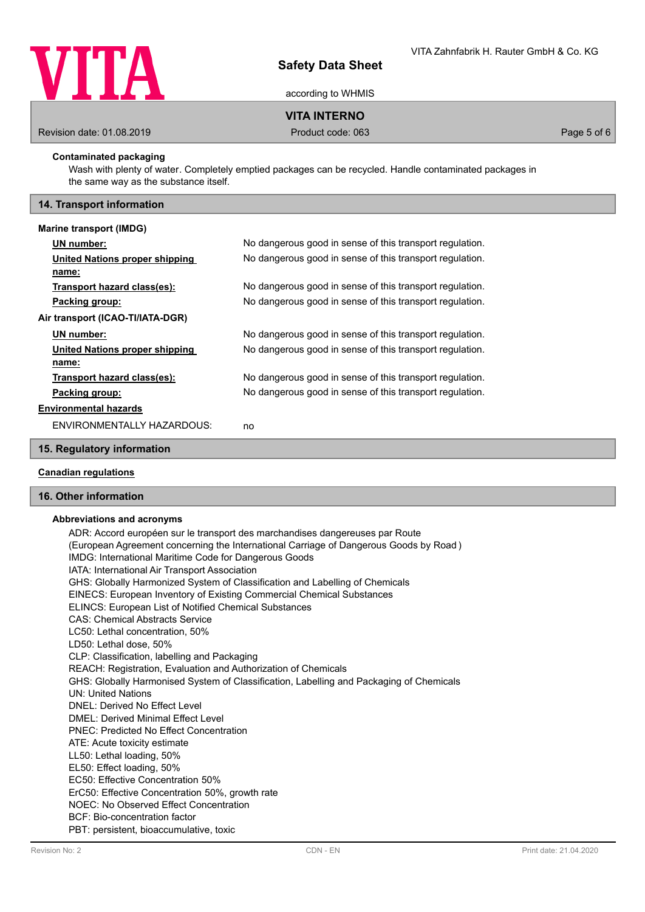**Contaminated packaging**

Wash with plenty of water. Completely emptied packages can be recycled. Handle contaminated packages in the same way as the substance itself.

## 14. Transport information

**Marine transport (IMDG)**

| | |
|---|---|
| **UN number:** | No dangerous good in sense of this transport regulation. |
| **United Nations proper shipping name:** | No dangerous good in sense of this transport regulation. |
| **Transport hazard class(es):** | No dangerous good in sense of this transport regulation. |
| **Packing group:** | No dangerous good in sense of this transport regulation. |

**Air transport (ICAO-TI/IATA-DGR)**

| | |
|---|---|
| **UN number:** | No dangerous good in sense of this transport regulation. |
| **United Nations proper shipping name:** | No dangerous good in sense of this transport regulation. |
| **Transport hazard class(es):** | No dangerous good in sense of this transport regulation. |
| **Packing group:** | No dangerous good in sense of this transport regulation. |

**Environmental hazards**

ENVIRONMENTALLY HAZARDOUS: no

## 15. Regulatory information

**Canadian regulations**

## 16. Other information

**Abbreviations and acronyms**

ADR: Accord européen sur le transport des marchandises dangereuses par Route
(European Agreement concerning the International Carriage of Dangerous Goods by Road )
IMDG: International Maritime Code for Dangerous Goods
IATA: International Air Transport Association
GHS: Globally Harmonized System of Classification and Labelling of Chemicals
EINECS: European Inventory of Existing Commercial Chemical Substances
ELINCS: European List of Notified Chemical Substances
CAS: Chemical Abstracts Service
LC50: Lethal concentration, 50%
LD50: Lethal dose, 50%
CLP: Classification, labelling and Packaging
REACH: Registration, Evaluation and Authorization of Chemicals
GHS: Globally Harmonised System of Classification, Labelling and Packaging of Chemicals
UN: United Nations
DNEL: Derived No Effect Level
DMEL: Derived Minimal Effect Level
PNEC: Predicted No Effect Concentration
ATE: Acute toxicity estimate
LL50: Lethal loading, 50%
EL50: Effect loading, 50%
EC50: Effective Concentration 50%
ErC50: Effective Concentration 50%, growth rate
NOEC: No Observed Effect Concentration
BCF: Bio-concentration factor
PBT: persistent, bioaccumulative, toxic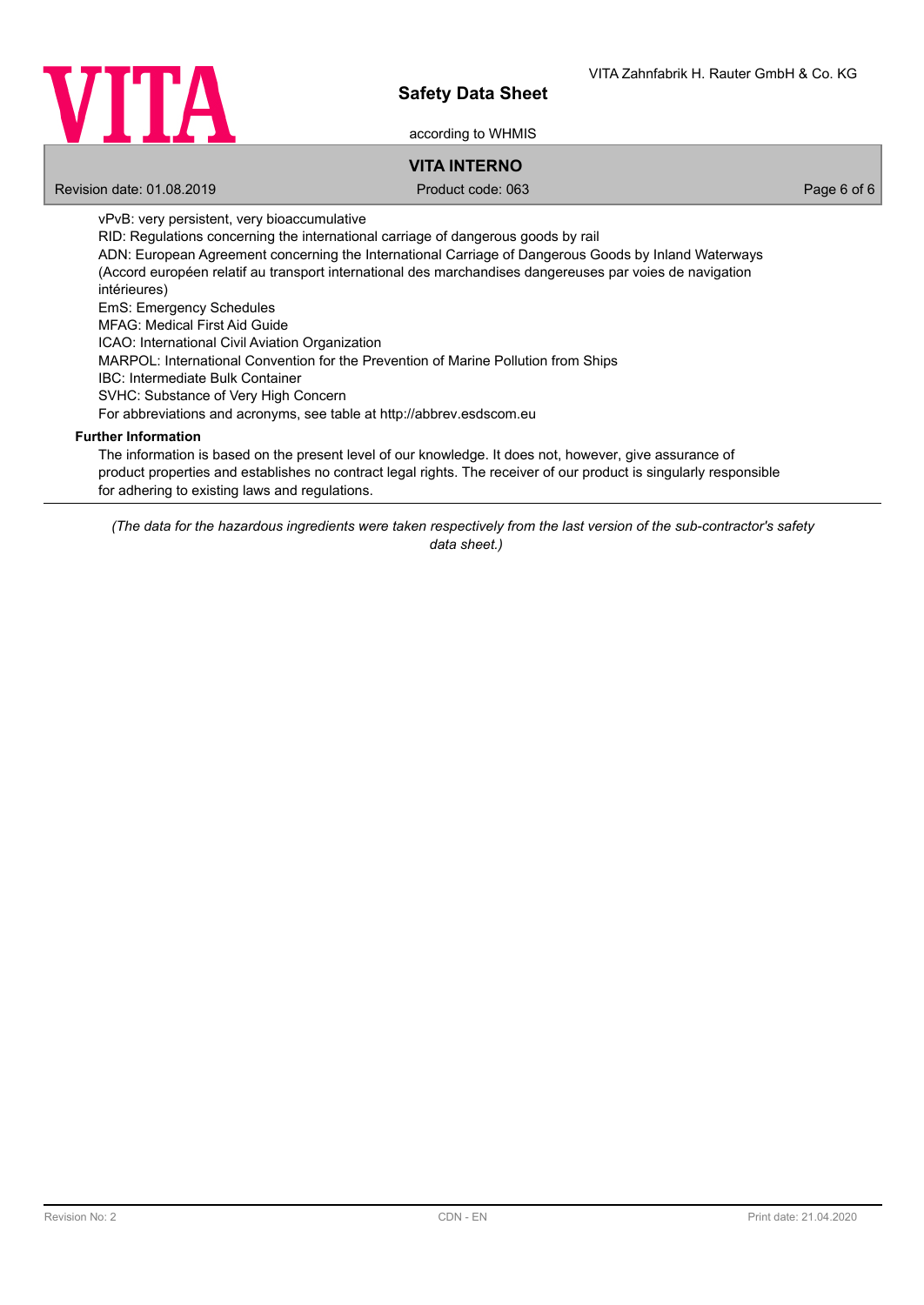vPvB: very persistent, very bioaccumulative
RID: Regulations concerning the international carriage of dangerous goods by rail
ADN: European Agreement concerning the International Carriage of Dangerous Goods by Inland Waterways (Accord européen relatif au transport international des marchandises dangereuses par voies de navigation intérieures)
EmS: Emergency Schedules
MFAG: Medical First Aid Guide
ICAO: International Civil Aviation Organization
MARPOL: International Convention for the Prevention of Marine Pollution from Ships
IBC: Intermediate Bulk Container
SVHC: Substance of Very High Concern
For abbreviations and acronyms, see table at http://abbrev.esdscom.eu

**Further Information**

The information is based on the present level of our knowledge. It does not, however, give assurance of product properties and establishes no contract legal rights. The receiver of our product is singularly responsible for adhering to existing laws and regulations.

---

*(The data for the hazardous ingredients were taken respectively from the last version of the sub-contractor's safety data sheet.)*